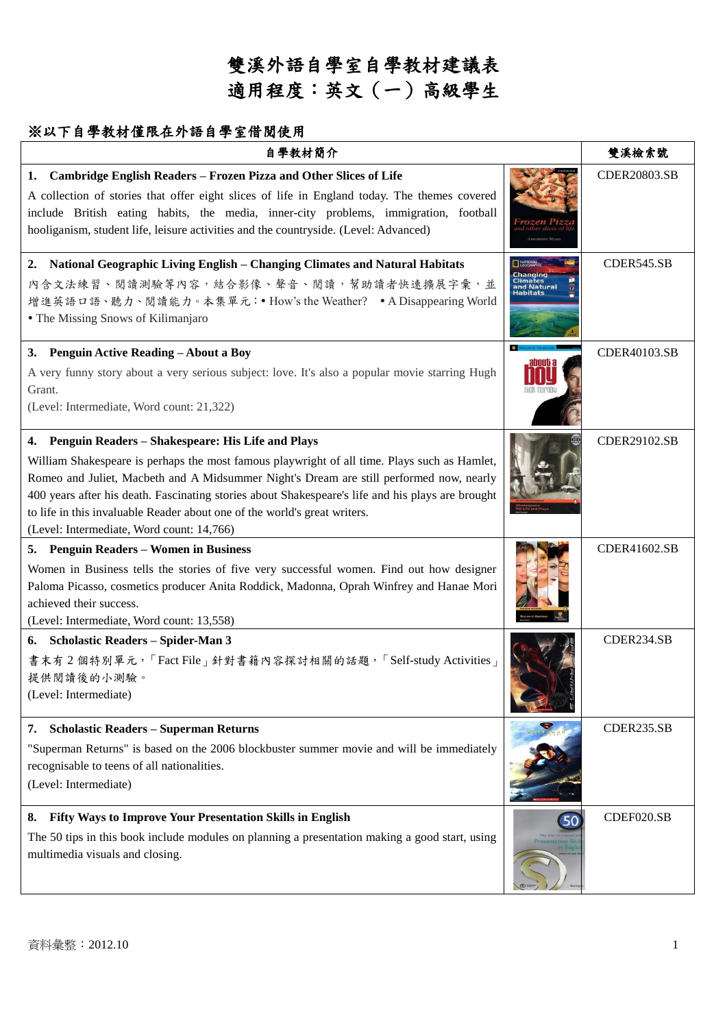# 雙溪外語自學室自學教材建議表
# 適用程度：英文（一）高級學生

## ※以下自學教材僅限在外語自學室借閱使用

| 自學教材簡介 | 雙溪檢索號 |
| --- | --- |
| **1. Cambridge English Readers – Frozen Pizza and Other Slices of Life**<br>A collection of stories that offer eight slices of life in England today. The themes covered include British eating habits, the media, inner-city problems, immigration, football hooliganism, student life, leisure activities and the countryside. (Level: Advanced) | CDER20803.SB |
| **2. National Geographic Living English – Changing Climates and Natural Habitats**<br>內含文法練習、閱讀測驗等內容，結合影像、聲音、閱讀，幫助讀者快速擴展字彙，並增進英語口語、聽力、閱讀能力。本集單元：• How's the Weather? • A Disappearing World • The Missing Snows of Kilimanjaro | CDER545.SB |
| **3. Penguin Active Reading – About a Boy**<br>A very funny story about a very serious subject: love. It's also a popular movie starring Hugh Grant.<br>(Level: Intermediate, Word count: 21,322) | CDER40103.SB |
| **4. Penguin Readers – Shakespeare: His Life and Plays**<br>William Shakespeare is perhaps the most famous playwright of all time. Plays such as Hamlet, Romeo and Juliet, Macbeth and A Midsummer Night's Dream are still performed now, nearly 400 years after his death. Fascinating stories about Shakespeare's life and his plays are brought to life in this invaluable Reader about one of the world's great writers.<br>(Level: Intermediate, Word count: 14,766) | CDER29102.SB |
| **5. Penguin Readers – Women in Business**<br>Women in Business tells the stories of five very successful women. Find out how designer Paloma Picasso, cosmetics producer Anita Roddick, Madonna, Oprah Winfrey and Hanae Mori achieved their success.<br>(Level: Intermediate, Word count: 13,558) | CDER41602.SB |
| **6. Scholastic Readers – Spider-Man 3**<br>書末有 2 個特別單元，「Fact File」針對書籍內容探討相關的話題，「Self-study Activities」提供閱讀後的小測驗。<br>(Level: Intermediate) | CDER234.SB |
| **7. Scholastic Readers – Superman Returns**<br>"Superman Returns" is based on the 2006 blockbuster summer movie and will be immediately recognisable to teens of all nationalities.<br>(Level: Intermediate) | CDER235.SB |
| **8. Fifty Ways to Improve Your Presentation Skills in English**<br>The 50 tips in this book include modules on planning a presentation making a good start, using multimedia visuals and closing. | CDEF020.SB |

資料彙整：2012.10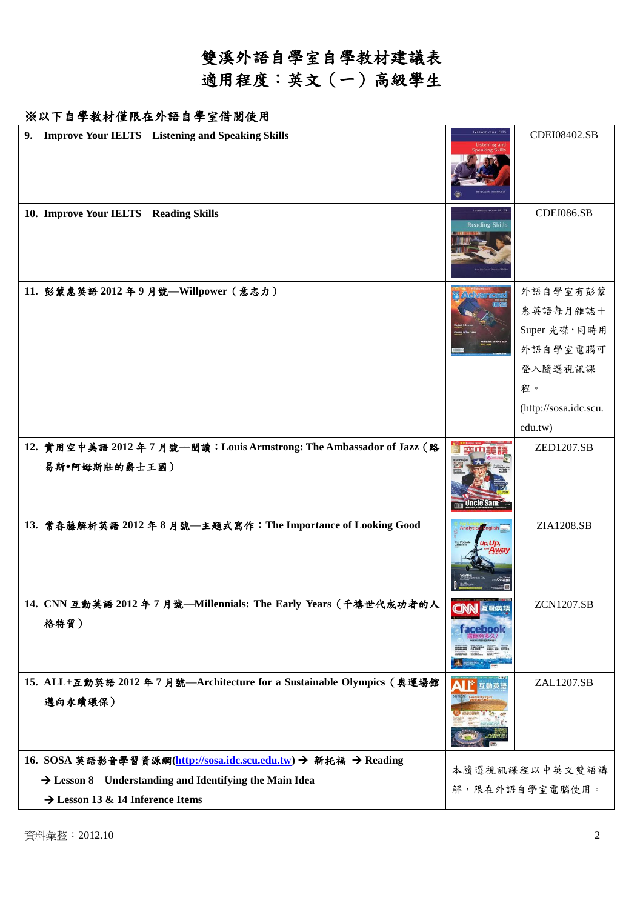# 雙溪外語自學室自學教材建議表
# 適用程度：英文（一）高級學生

**※以下自學教材僅限在外語自學室借閱使用**

| 教材 | | 索書號／說明 |
|---|---|---|
| **9. Improve Your IELTS　Listening and Speaking Skills** | | CDEI08402.SB |
| **10. Improve Your IELTS　Reading Skills** | | CDEI086.SB |
| **11. 彭蒙惠英語 2012 年 9 月號—Willpower（意志力）** | | 外語自學室有彭蒙惠英語每月雜誌＋Super 光碟，同時用外語自學室電腦可登入隨選視訊課程。(http://sosa.idc.scu.edu.tw) |
| **12. 實用空中美語 2012 年 7 月號—閱讀：Louis Armstrong: The Ambassador of Jazz（路易斯•阿姆斯壯的爵士王國）** | | ZED1207.SB |
| **13. 常春藤解析英語 2012 年 8 月號—主題式寫作：The Importance of Looking Good** | | ZIA1208.SB |
| **14. CNN 互動英語 2012 年 7 月號—Millennials: The Early Years（千禧世代成功者的人格特質）** | | ZCN1207.SB |
| **15. ALL+互動英語 2012 年 7 月號—Architecture for a Sustainable Olympics（奧運場館邁向永續環保）** | | ZAL1207.SB |
| **16. SOSA 英語影音學習資源網(http://sosa.idc.scu.edu.tw) → 新托福 → Reading → Lesson 8　Understanding and Identifying the Main Idea → Lesson 13 & 14 Inference Items** | 本隨選視訊課程以中英文雙語講解，限在外語自學室電腦使用。 | |

資料彙整：2012.10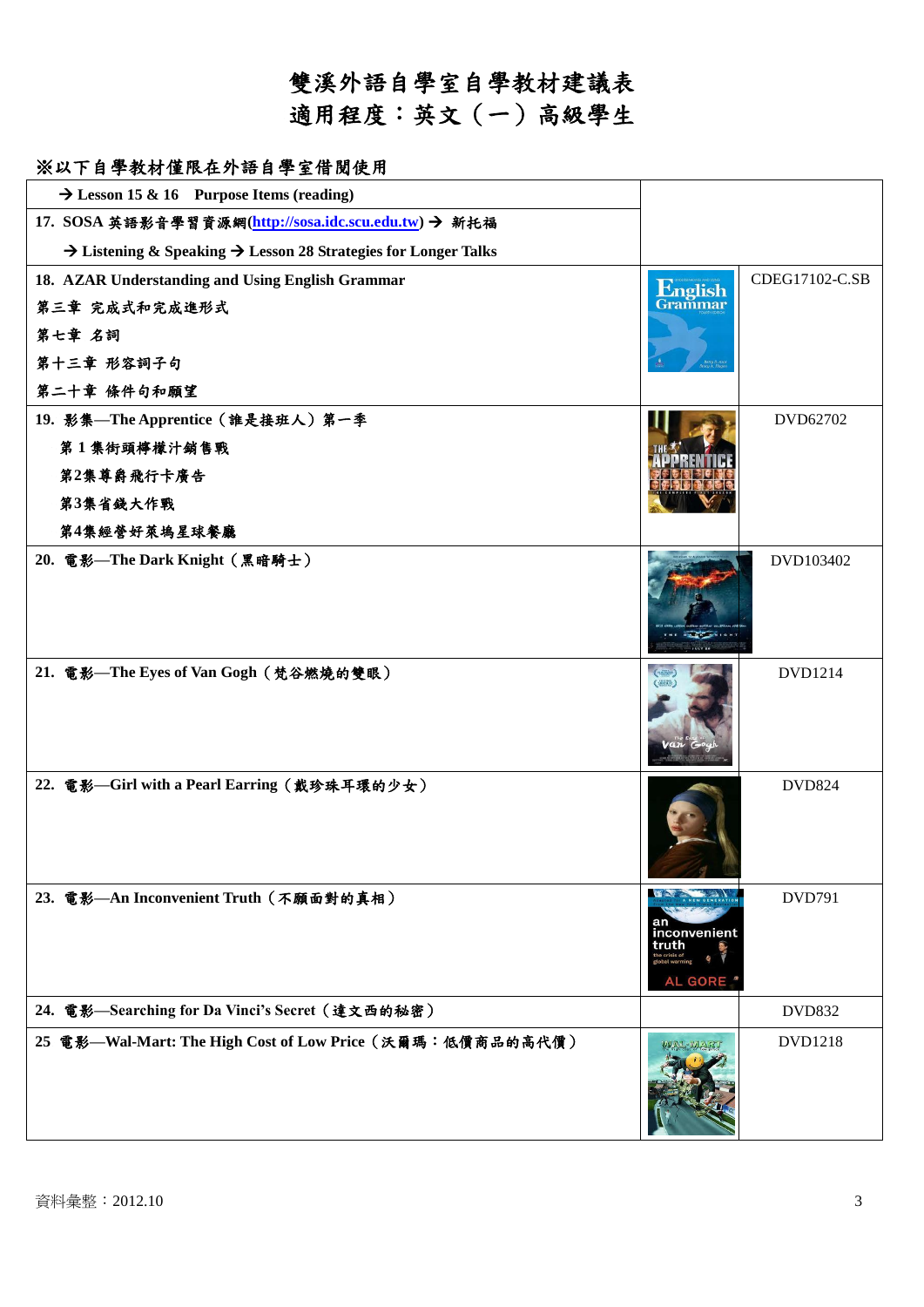# 雙溪外語自學室自學教材建議表
# 適用程度：英文（一）高級學生

**※以下自學教材僅限在外語自學室借閱使用**

| | | |
|---|---|---|
| → Lesson 15 & 16　Purpose Items (reading) | | |
| 17. SOSA 英語影音學習資源網(http://sosa.idc.scu.edu.tw) → 新托福<br>→ Listening & Speaking → Lesson 28 Strategies for Longer Talks | | |
| 18. AZAR Understanding and Using English Grammar<br>第三章 完成式和完成進形式<br>第七章 名詞<br>第十三章 形容詞子句<br>第二十章 條件句和願望 | | CDEG17102-C.SB |
| 19. 影集—The Apprentice（誰是接班人）第一季<br>第 1 集街頭檸檬汁銷售戰<br>第2集尊爵飛行卡廣告<br>第3集省錢大作戰<br>第4集經營好萊塢星球餐廳 | | DVD62702 |
| 20. 電影—The Dark Knight（黑暗騎士） | | DVD103402 |
| 21. 電影—The Eyes of Van Gogh（梵谷燃燒的雙眼） | | DVD1214 |
| 22. 電影—Girl with a Pearl Earring（戴珍珠耳環的少女） | | DVD824 |
| 23. 電影—An Inconvenient Truth（不願面對的真相） | | DVD791 |
| 24. 電影—Searching for Da Vinci's Secret（達文西的秘密） | | DVD832 |
| 25 電影—Wal-Mart: The High Cost of Low Price（沃爾瑪：低價商品的高代價） | | DVD1218 |

資料彙整：2012.10